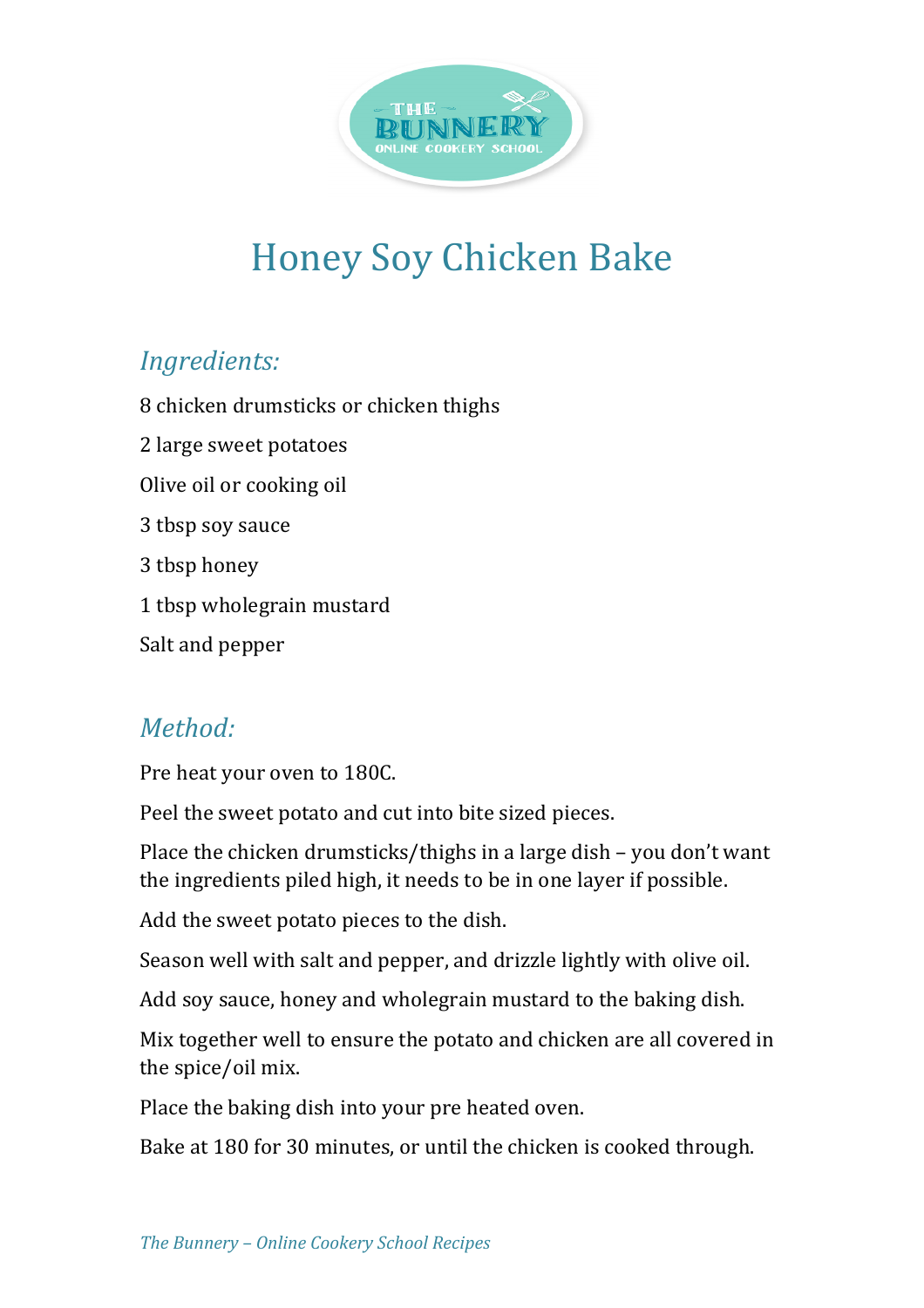# Honey Soy Chicken Bake

## *Ingredients:*

8 chicken drumsticks or chicken thighs

2 large sweet potatoes

Olive oil or cooking oil

3 tbsp soy sauce

3 tbsp honey

1 tbsp wholegrain mustard

Salt and pepper

## *Method:*

Pre heat your oven to 180C.

Peel the sweet potato and cut into bite sized pieces.

Place the chicken drumsticks/thighs in a large dish – you don't want the ingredients piled high, it needs to be in one layer if possible.

Add the sweet potato pieces to the dish.

Season well with salt and pepper, and drizzle lightly with olive oil.

Add soy sauce, honey and wholegrain mustard to the baking dish.

Mix together well to ensure the potato and chicken are all covered in the spice/oil mix.

Place the baking dish into your pre heated oven.

Bake at 180 for 30 minutes, or until the chicken is cooked through.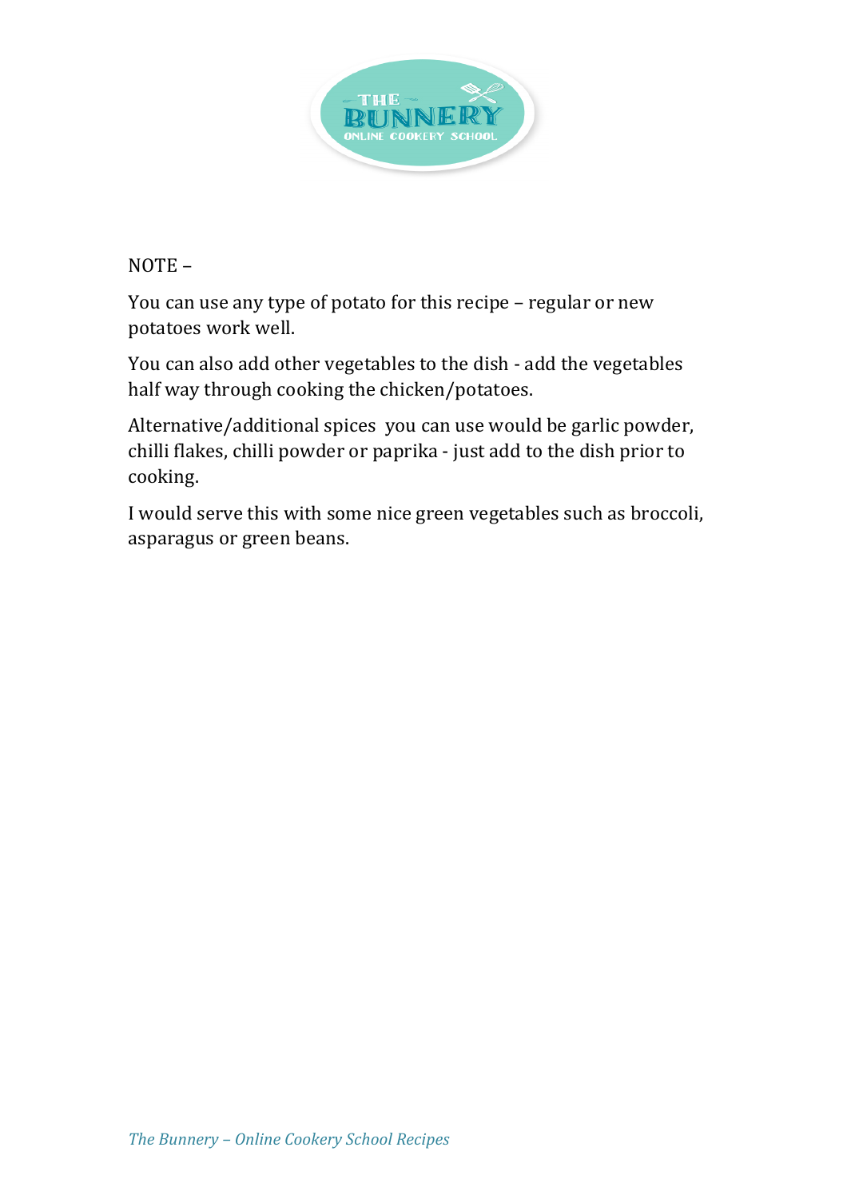NOTE –

You can use any type of potato for this recipe – regular or new potatoes work well.

You can also add other vegetables to the dish - add the vegetables half way through cooking the chicken/potatoes.

Alternative/additional spices you can use would be garlic powder, chilli flakes, chilli powder or paprika - just add to the dish prior to cooking.

I would serve this with some nice green vegetables such as broccoli, asparagus or green beans.